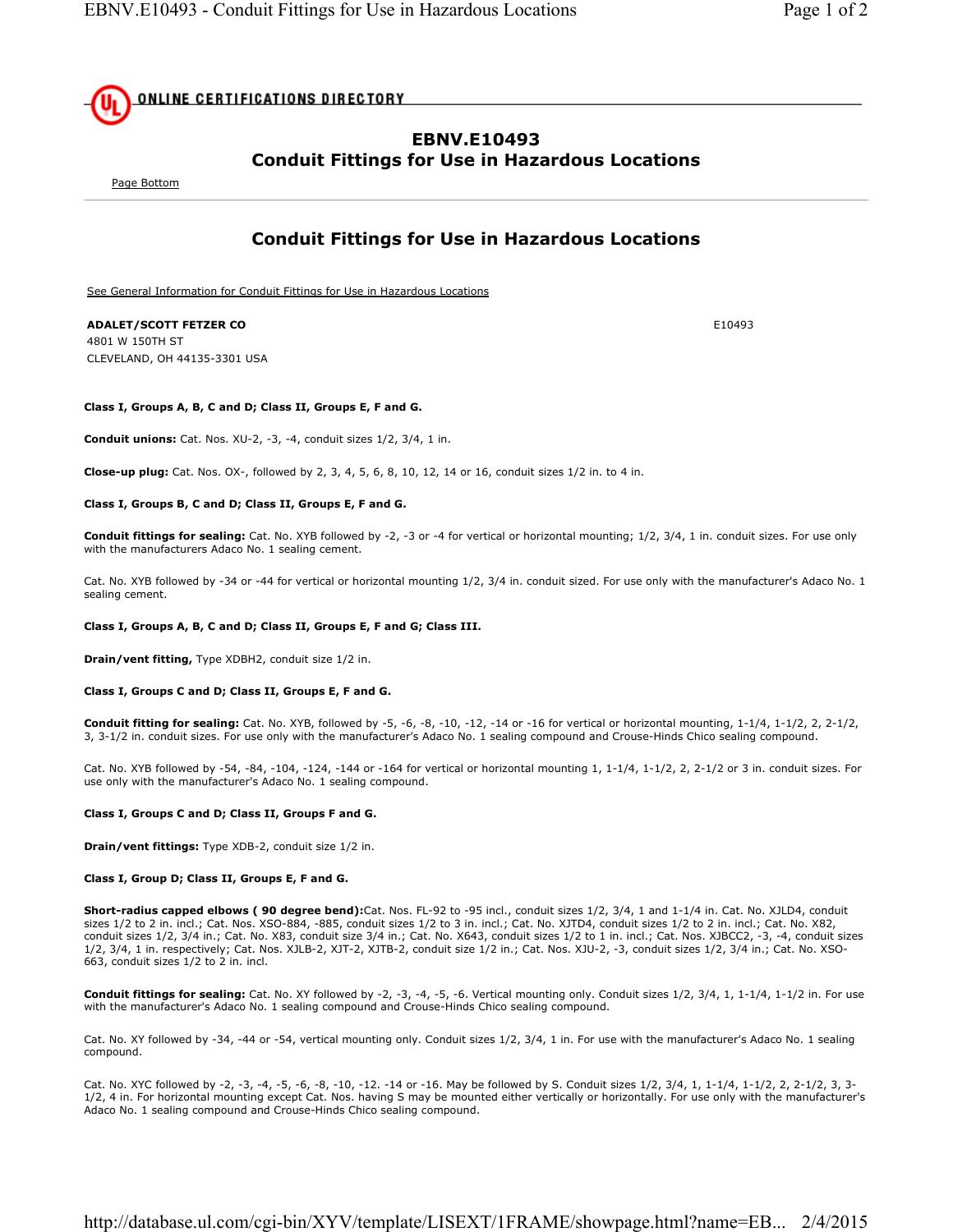ONLINE CERTIFICATIONS DIRECTORY

# EBNV.E10493
# Conduit Fittings for Use in Hazardous Locations

Page Bottom

## Conduit Fittings for Use in Hazardous Locations

See General Information for Conduit Fittings for Use in Hazardous Locations

**ADALET/SCOTT FETZER CO** E10493
4801 W 150TH ST
CLEVELAND, OH 44135-3301 USA

**Class I, Groups A, B, C and D; Class II, Groups E, F and G.**

**Conduit unions:** Cat. Nos. XU-2, -3, -4, conduit sizes 1/2, 3/4, 1 in.

**Close-up plug:** Cat. Nos. OX-, followed by 2, 3, 4, 5, 6, 8, 10, 12, 14 or 16, conduit sizes 1/2 in. to 4 in.

**Class I, Groups B, C and D; Class II, Groups E, F and G.**

**Conduit fittings for sealing:** Cat. No. XYB followed by -2, -3 or -4 for vertical or horizontal mounting; 1/2, 3/4, 1 in. conduit sizes. For use only with the manufacturers Adaco No. 1 sealing cement.

Cat. No. XYB followed by -34 or -44 for vertical or horizontal mounting 1/2, 3/4 in. conduit sized. For use only with the manufacturer's Adaco No. 1 sealing cement.

**Class I, Groups A, B, C and D; Class II, Groups E, F and G; Class III.**

**Drain/vent fitting,** Type XDBH2, conduit size 1/2 in.

**Class I, Groups C and D; Class II, Groups E, F and G.**

**Conduit fitting for sealing:** Cat. No. XYB, followed by -5, -6, -8, -10, -12, -14 or -16 for vertical or horizontal mounting, 1-1/4, 1-1/2, 2, 2-1/2, 3, 3-1/2 in. conduit sizes. For use only with the manufacturer's Adaco No. 1 sealing compound and Crouse-Hinds Chico sealing compound.

Cat. No. XYB followed by -54, -84, -104, -124, -144 or -164 for vertical or horizontal mounting 1, 1-1/4, 1-1/2, 2, 2-1/2 or 3 in. conduit sizes. For use only with the manufacturer's Adaco No. 1 sealing compound.

**Class I, Groups C and D; Class II, Groups F and G.**

**Drain/vent fittings:** Type XDB-2, conduit size 1/2 in.

**Class I, Group D; Class II, Groups E, F and G.**

**Short-radius capped elbows ( 90 degree bend):**Cat. Nos. FL-92 to -95 incl., conduit sizes 1/2, 3/4, 1 and 1-1/4 in. Cat. No. XJLD4, conduit sizes 1/2 to 2 in. incl.; Cat. Nos. XSO-884, -885, conduit sizes 1/2 to 3 in. incl.; Cat. No. XJTD4, conduit sizes 1/2 to 2 in. incl.; Cat. No. X82, conduit sizes 1/2, 3/4 in.; Cat. No. X83, conduit size 3/4 in.; Cat. No. X643, conduit sizes 1/2 to 1 in. incl.; Cat. Nos. XJBCC2, -3, -4, conduit sizes 1/2, 3/4, 1 in. respectively; Cat. Nos. XJLB-2, XJT-2, XJTB-2, conduit size 1/2 in.; Cat. Nos. XJU-2, -3, conduit sizes 1/2, 3/4 in.; Cat. No. XSO-663, conduit sizes 1/2 to 2 in. incl.

**Conduit fittings for sealing:** Cat. No. XY followed by -2, -3, -4, -5, -6. Vertical mounting only. Conduit sizes 1/2, 3/4, 1, 1-1/4, 1-1/2 in. For use with the manufacturer's Adaco No. 1 sealing compound and Crouse-Hinds Chico sealing compound.

Cat. No. XY followed by -34, -44 or -54, vertical mounting only. Conduit sizes 1/2, 3/4, 1 in. For use with the manufacturer's Adaco No. 1 sealing compound.

Cat. No. XYC followed by -2, -3, -4, -5, -6, -8, -10, -12. -14 or -16. May be followed by S. Conduit sizes 1/2, 3/4, 1, 1-1/4, 1-1/2, 2, 2-1/2, 3, 3-1/2, 4 in. For horizontal mounting except Cat. Nos. having S may be mounted either vertically or horizontally. For use only with the manufacturer's Adaco No. 1 sealing compound and Crouse-Hinds Chico sealing compound.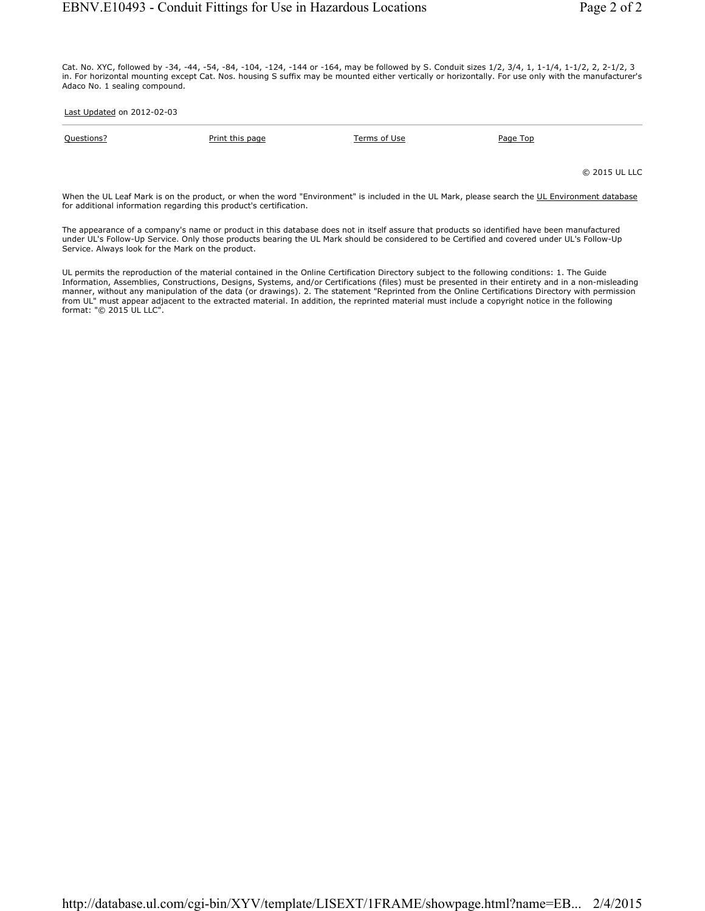Cat. No. XYC, followed by -34, -44, -54, -84, -104, -124, -144 or -164, may be followed by S. Conduit sizes 1/2, 3/4, 1, 1-1/4, 1-1/2, 2, 2-1/2, 3 in. For horizontal mounting except Cat. Nos. housing S suffix may be mounted either vertically or horizontally. For use only with the manufacturer's Adaco No. 1 sealing compound.

Last Updated on 2012-02-03

Questions? Print this page Terms of Use Page Top

© 2015 UL LLC

When the UL Leaf Mark is on the product, or when the word "Environment" is included in the UL Mark, please search the UL Environment database for additional information regarding this product's certification.

The appearance of a company's name or product in this database does not in itself assure that products so identified have been manufactured under UL's Follow-Up Service. Only those products bearing the UL Mark should be considered to be Certified and covered under UL's Follow-Up Service. Always look for the Mark on the product.

UL permits the reproduction of the material contained in the Online Certification Directory subject to the following conditions: 1. The Guide Information, Assemblies, Constructions, Designs, Systems, and/or Certifications (files) must be presented in their entirety and in a non-misleading manner, without any manipulation of the data (or drawings). 2. The statement "Reprinted from the Online Certifications Directory with permission from UL" must appear adjacent to the extracted material. In addition, the reprinted material must include a copyright notice in the following format: "© 2015 UL LLC".